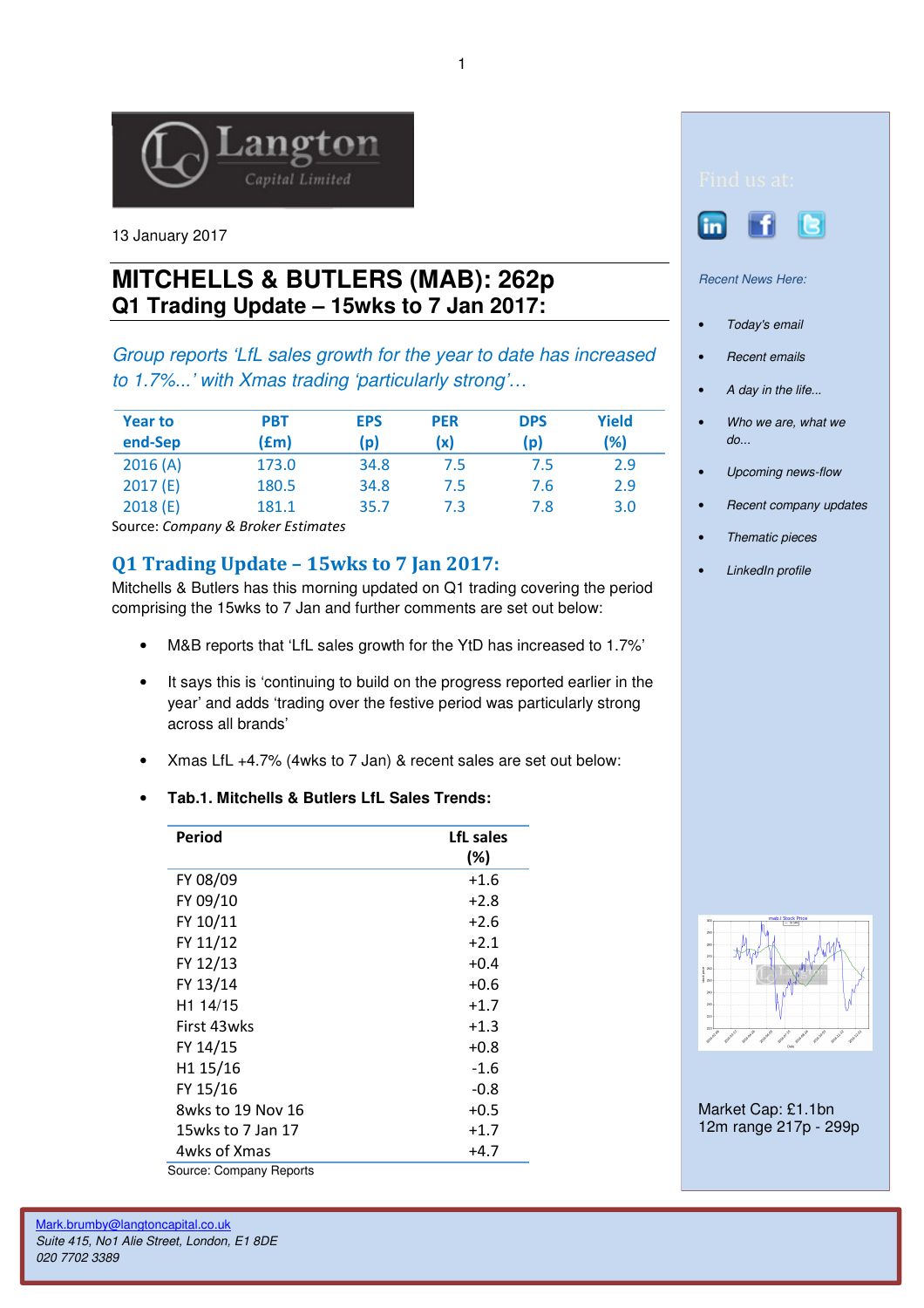Langton Capital Limited

13 January 2017

# MITCHELLS & BUTLERS (MAB): 262p
## Q1 Trading Update – 15wks to 7 Jan 2017:

*Group reports 'LfL sales growth for the year to date has increased to 1.7%...' with Xmas trading 'particularly strong'...*

| Year to end-Sep | PBT (£m) | EPS (p) | PER (x) | DPS (p) | Yield (%) |
|---|---|---|---|---|---|
| 2016 (A) | 173.0 | 34.8 | 7.5 | 7.5 | 2.9 |
| 2017 (E) | 180.5 | 34.8 | 7.5 | 7.6 | 2.9 |
| 2018 (E) | 181.1 | 35.7 | 7.3 | 7.8 | 3.0 |

Source: *Company & Broker Estimates*

## Q1 Trading Update – 15wks to 7 Jan 2017:

Mitchells & Butlers has this morning updated on Q1 trading covering the period comprising the 15wks to 7 Jan and further comments are set out below:

- M&B reports that 'LfL sales growth for the YtD has increased to 1.7%'
- It says this is 'continuing to build on the progress reported earlier in the year' and adds 'trading over the festive period was particularly strong across all brands'
- Xmas LfL +4.7% (4wks to 7 Jan) & recent sales are set out below:
- **Tab.1. Mitchells & Butlers LfL Sales Trends:**

| Period | LfL sales (%) |
|---|---|
| FY 08/09 | +1.6 |
| FY 09/10 | +2.8 |
| FY 10/11 | +2.6 |
| FY 11/12 | +2.1 |
| FY 12/13 | +0.4 |
| FY 13/14 | +0.6 |
| H1 14/15 | +1.7 |
| First 43wks | +1.3 |
| FY 14/15 | +0.8 |
| H1 15/16 | -1.6 |
| FY 15/16 | -0.8 |
| 8wks to 19 Nov 16 | +0.5 |
| 15wks to 7 Jan 17 | +1.7 |
| 4wks of Xmas | +4.7 |

Source: Company Reports

Find us at:

*Recent News Here:*

- *Today's email*
- *Recent emails*
- *A day in the life...*
- *Who we are, what we do...*
- *Upcoming news-flow*
- *Recent company updates*
- *Thematic pieces*
- *LinkedIn profile*

mab.l Stock Price

Market Cap: £1.1bn
12m range 217p - 299p

Mark.brumby@langtoncapital.co.uk
*Suite 415, No1 Alie Street, London, E1 8DE*
*020 7702 3389*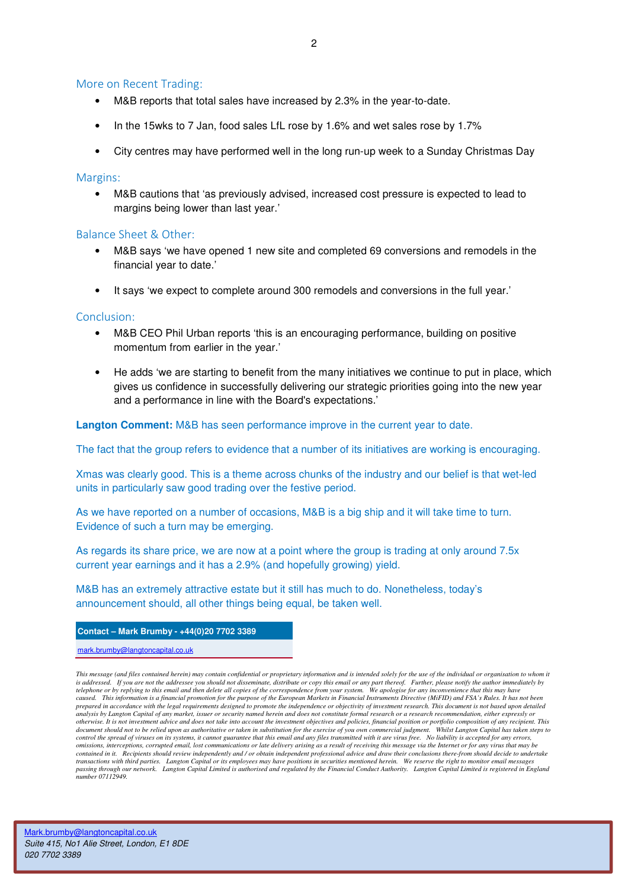## More on Recent Trading:

- M&B reports that total sales have increased by 2.3% in the year-to-date.
- In the 15wks to 7 Jan, food sales LfL rose by 1.6% and wet sales rose by 1.7%
- City centres may have performed well in the long run-up week to a Sunday Christmas Day

## Margins:

- M&B cautions that 'as previously advised, increased cost pressure is expected to lead to margins being lower than last year.'

## Balance Sheet & Other:

- M&B says 'we have opened 1 new site and completed 69 conversions and remodels in the financial year to date.'
- It says 'we expect to complete around 300 remodels and conversions in the full year.'

## Conclusion:

- M&B CEO Phil Urban reports 'this is an encouraging performance, building on positive momentum from earlier in the year.'
- He adds 'we are starting to benefit from the many initiatives we continue to put in place, which gives us confidence in successfully delivering our strategic priorities going into the new year and a performance in line with the Board's expectations.'

**Langton Comment:** M&B has seen performance improve in the current year to date.

The fact that the group refers to evidence that a number of its initiatives are working is encouraging.

Xmas was clearly good. This is a theme across chunks of the industry and our belief is that wet-led units in particularly saw good trading over the festive period.

As we have reported on a number of occasions, M&B is a big ship and it will take time to turn. Evidence of such a turn may be emerging.

As regards its share price, we are now at a point where the group is trading at only around 7.5x current year earnings and it has a 2.9% (and hopefully growing) yield.

M&B has an extremely attractive estate but it still has much to do. Nonetheless, today's announcement should, all other things being equal, be taken well.

**Contact – Mark Brumby - +44(0)20 7702 3389**

mark.brumby@langtoncapital.co.uk

*This message (and files contained herein) may contain confidential or proprietary information and is intended solely for the use of the individual or organisation to whom it is addressed. If you are not the addressee you should not disseminate, distribute or copy this email or any part thereof. Further, please notify the author immediately by telephone or by replying to this email and then delete all copies of the correspondence from your system. We apologise for any inconvenience that this may have caused. This information is a financial promotion for the purpose of the European Markets in Financial Instruments Directive (MiFID) and FSA's Rules. It has not been prepared in accordance with the legal requirements designed to promote the independence or objectivity of investment research. This document is not based upon detailed analysis by Langton Capital of any market, issuer or security named herein and does not constitute formal research or a research recommendation, either expressly or otherwise. It is not investment advice and does not take into account the investment objectives and policies, financial position or portfolio composition of any recipient. This document should not to be relied upon as authoritative or taken in substitution for the exercise of you own commercial judgment. Whilst Langton Capital has taken steps to control the spread of viruses on its systems, it cannot guarantee that this email and any files transmitted with it are virus free. No liability is accepted for any errors, omissions, interceptions, corrupted email, lost communications or late delivery arising as a result of receiving this message via the Internet or for any virus that may be contained in it. Recipients should review independently and / or obtain independent professional advice and draw their conclusions there-from should decide to undertake transactions with third parties. Langton Capital or its employees may have positions in securities mentioned herein. We reserve the right to monitor email messages passing through our network. Langton Capital Limited is authorised and regulated by the Financial Conduct Authority. Langton Capital Limited is registered in England number 07112949.*

Mark.brumby@langtoncapital.co.uk
*Suite 415, No1 Alie Street, London, E1 8DE*
*020 7702 3389*